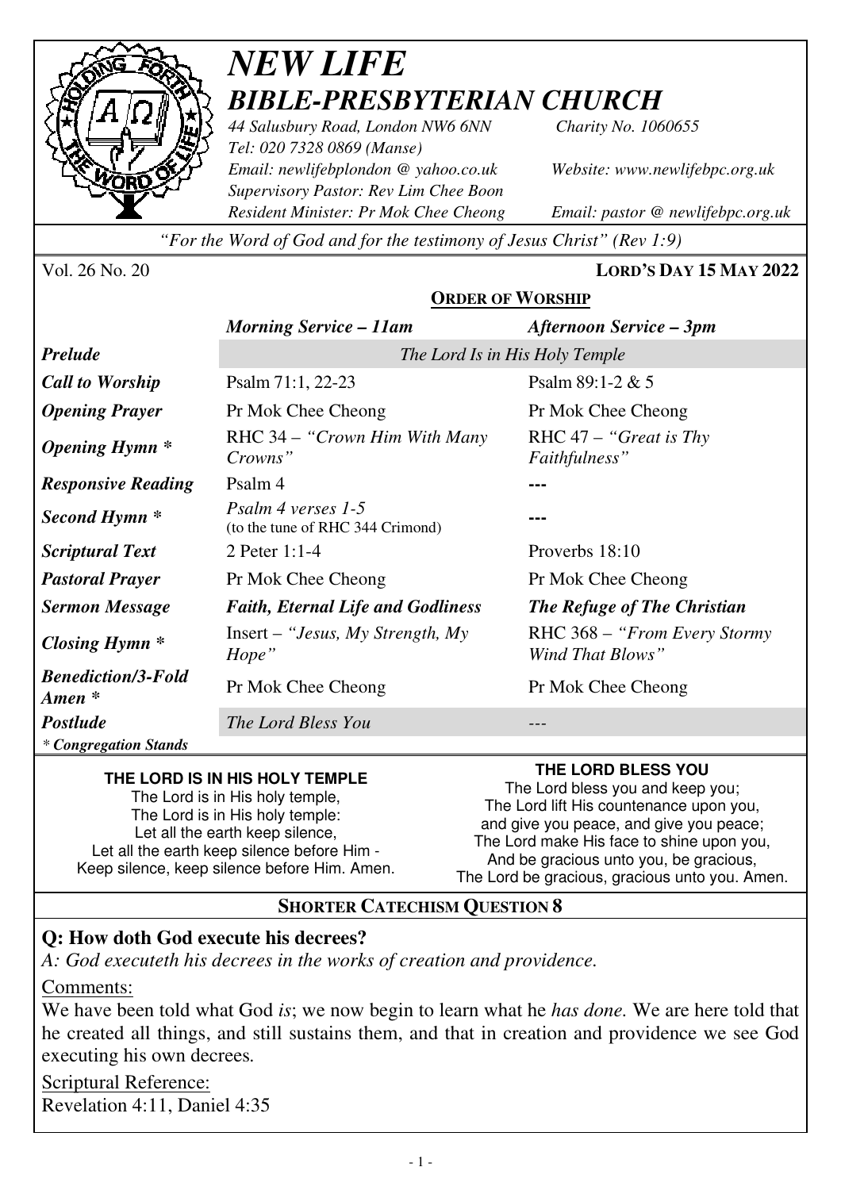# *NEW LIFE*
## *BIBLE-PRESBYTERIAN CHURCH*

*44 Salusbury Road, London NW6 6NN* *Charity No. 1060655*
*Tel: 020 7328 0869 (Manse)*
*Email: newlifebplondon @ yahoo.co.uk* *Website: www.newlifebpc.org.uk*
*Supervisory Pastor: Rev Lim Chee Boon*
*Resident Minister: Pr Mok Chee Cheong* *Email: pastor @ newlifebpc.org.uk*

*"For the Word of God and for the testimony of Jesus Christ" (Rev 1:9)*

Vol. 26 No. 20 **LORD'S DAY 15 MAY 2022**

**ORDER OF WORSHIP**

| | *Morning Service – 11am* | *Afternoon Service – 3pm* |
|---|---|---|
| ***Prelude*** | *The Lord Is in His Holy Temple* | |
| ***Call to Worship*** | Psalm 71:1, 22-23 | Psalm 89:1-2 & 5 |
| ***Opening Prayer*** | Pr Mok Chee Cheong | Pr Mok Chee Cheong |
| ***Opening Hymn \**** | RHC 34 – *"Crown Him With Many Crowns"* | RHC 47 – *"Great is Thy Faithfulness"* |
| ***Responsive Reading*** | Psalm 4 | --- |
| ***Second Hymn \**** | *Psalm 4 verses 1-5* (to the tune of RHC 344 Crimond) | --- |
| ***Scriptural Text*** | 2 Peter 1:1-4 | Proverbs 18:10 |
| ***Pastoral Prayer*** | Pr Mok Chee Cheong | Pr Mok Chee Cheong |
| ***Sermon Message*** | ***Faith, Eternal Life and Godliness*** | ***The Refuge of The Christian*** |
| ***Closing Hymn \**** | Insert – *"Jesus, My Strength, My Hope"* | RHC 368 – *"From Every Stormy Wind That Blows"* |
| ***Benediction/3-Fold Amen \**** | Pr Mok Chee Cheong | Pr Mok Chee Cheong |
| ***Postlude*** | *The Lord Bless You* | --- |

*\* Congregation Stands*

**THE LORD IS IN HIS HOLY TEMPLE**
The Lord is in His holy temple,
The Lord is in His holy temple:
Let all the earth keep silence,
Let all the earth keep silence before Him -
Keep silence, keep silence before Him. Amen.

**THE LORD BLESS YOU**
The Lord bless you and keep you;
The Lord lift His countenance upon you,
and give you peace, and give you peace;
The Lord make His face to shine upon you,
And be gracious unto you, be gracious,
The Lord be gracious, gracious unto you. Amen.

## SHORTER CATECHISM QUESTION 8

**Q: How doth God execute his decrees?**

*A: God executeth his decrees in the works of creation and providence.*

Comments:

We have been told what God *is*; we now begin to learn what he *has done.* We are here told that he created all things, and still sustains them, and that in creation and providence we see God executing his own decrees.

Scriptural Reference:
Revelation 4:11, Daniel 4:35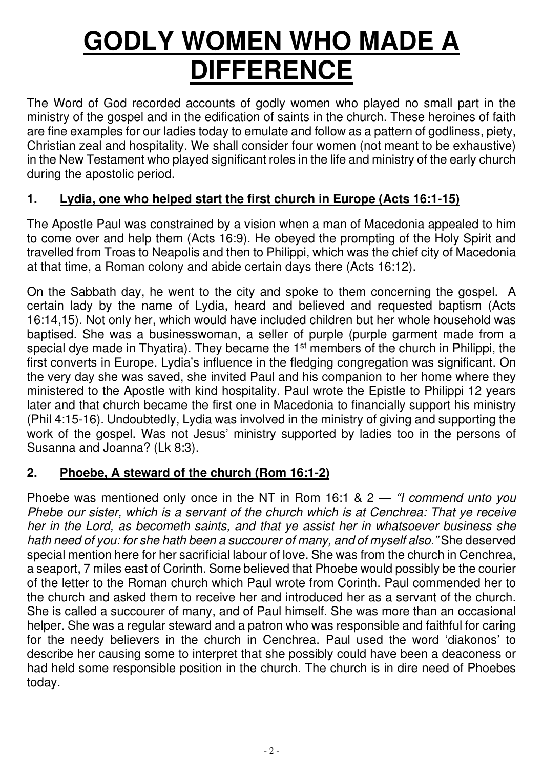# GODLY WOMEN WHO MADE A DIFFERENCE

The Word of God recorded accounts of godly women who played no small part in the ministry of the gospel and in the edification of saints in the church. These heroines of faith are fine examples for our ladies today to emulate and follow as a pattern of godliness, piety, Christian zeal and hospitality. We shall consider four women (not meant to be exhaustive) in the New Testament who played significant roles in the life and ministry of the early church during the apostolic period.

## 1. Lydia, one who helped start the first church in Europe (Acts 16:1-15)

The Apostle Paul was constrained by a vision when a man of Macedonia appealed to him to come over and help them (Acts 16:9). He obeyed the prompting of the Holy Spirit and travelled from Troas to Neapolis and then to Philippi, which was the chief city of Macedonia at that time, a Roman colony and abide certain days there (Acts 16:12).

On the Sabbath day, he went to the city and spoke to them concerning the gospel. A certain lady by the name of Lydia, heard and believed and requested baptism (Acts 16:14,15). Not only her, which would have included children but her whole household was baptised. She was a businesswoman, a seller of purple (purple garment made from a special dye made in Thyatira). They became the 1st members of the church in Philippi, the first converts in Europe. Lydia's influence in the fledging congregation was significant. On the very day she was saved, she invited Paul and his companion to her home where they ministered to the Apostle with kind hospitality. Paul wrote the Epistle to Philippi 12 years later and that church became the first one in Macedonia to financially support his ministry (Phil 4:15-16). Undoubtedly, Lydia was involved in the ministry of giving and supporting the work of the gospel. Was not Jesus' ministry supported by ladies too in the persons of Susanna and Joanna? (Lk 8:3).

## 2. Phoebe, A steward of the church (Rom 16:1-2)

Phoebe was mentioned only once in the NT in Rom 16:1 & 2 — *"I commend unto you Phebe our sister, which is a servant of the church which is at Cenchrea: That ye receive her in the Lord, as becometh saints, and that ye assist her in whatsoever business she hath need of you: for she hath been a succourer of many, and of myself also."* She deserved special mention here for her sacrificial labour of love. She was from the church in Cenchrea, a seaport, 7 miles east of Corinth. Some believed that Phoebe would possibly be the courier of the letter to the Roman church which Paul wrote from Corinth. Paul commended her to the church and asked them to receive her and introduced her as a servant of the church. She is called a succourer of many, and of Paul himself. She was more than an occasional helper. She was a regular steward and a patron who was responsible and faithful for caring for the needy believers in the church in Cenchrea. Paul used the word 'diakonos' to describe her causing some to interpret that she possibly could have been a deaconess or had held some responsible position in the church. The church is in dire need of Phoebes today.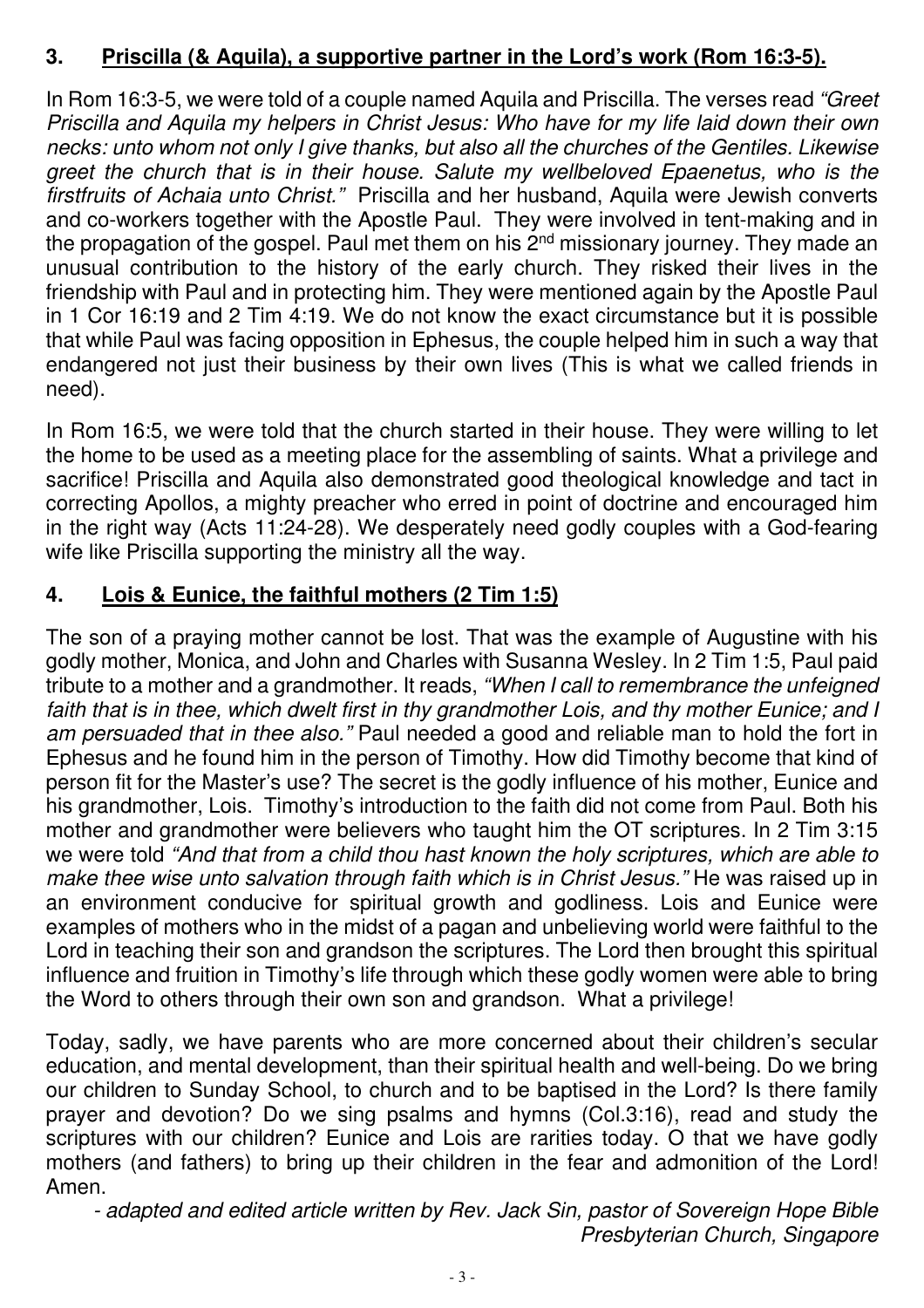## 3. **Priscilla (& Aquila), a supportive partner in the Lord's work (Rom 16:3-5).**

In Rom 16:3-5, we were told of a couple named Aquila and Priscilla. The verses read *"Greet Priscilla and Aquila my helpers in Christ Jesus: Who have for my life laid down their own necks: unto whom not only I give thanks, but also all the churches of the Gentiles. Likewise greet the church that is in their house. Salute my wellbeloved Epaenetus, who is the firstfruits of Achaia unto Christ."* Priscilla and her husband, Aquila were Jewish converts and co-workers together with the Apostle Paul. They were involved in tent-making and in the propagation of the gospel. Paul met them on his 2nd missionary journey. They made an unusual contribution to the history of the early church. They risked their lives in the friendship with Paul and in protecting him. They were mentioned again by the Apostle Paul in 1 Cor 16:19 and 2 Tim 4:19. We do not know the exact circumstance but it is possible that while Paul was facing opposition in Ephesus, the couple helped him in such a way that endangered not just their business by their own lives (This is what we called friends in need).

In Rom 16:5, we were told that the church started in their house. They were willing to let the home to be used as a meeting place for the assembling of saints. What a privilege and sacrifice! Priscilla and Aquila also demonstrated good theological knowledge and tact in correcting Apollos, a mighty preacher who erred in point of doctrine and encouraged him in the right way (Acts 11:24-28). We desperately need godly couples with a God-fearing wife like Priscilla supporting the ministry all the way.

## 4. **Lois & Eunice, the faithful mothers (2 Tim 1:5)**

The son of a praying mother cannot be lost. That was the example of Augustine with his godly mother, Monica, and John and Charles with Susanna Wesley. In 2 Tim 1:5, Paul paid tribute to a mother and a grandmother. It reads, *"When I call to remembrance the unfeigned faith that is in thee, which dwelt first in thy grandmother Lois, and thy mother Eunice; and I am persuaded that in thee also."* Paul needed a good and reliable man to hold the fort in Ephesus and he found him in the person of Timothy. How did Timothy become that kind of person fit for the Master's use? The secret is the godly influence of his mother, Eunice and his grandmother, Lois. Timothy's introduction to the faith did not come from Paul. Both his mother and grandmother were believers who taught him the OT scriptures. In 2 Tim 3:15 we were told *"And that from a child thou hast known the holy scriptures, which are able to make thee wise unto salvation through faith which is in Christ Jesus."* He was raised up in an environment conducive for spiritual growth and godliness. Lois and Eunice were examples of mothers who in the midst of a pagan and unbelieving world were faithful to the Lord in teaching their son and grandson the scriptures. The Lord then brought this spiritual influence and fruition in Timothy's life through which these godly women were able to bring the Word to others through their own son and grandson. What a privilege!

Today, sadly, we have parents who are more concerned about their children's secular education, and mental development, than their spiritual health and well-being. Do we bring our children to Sunday School, to church and to be baptised in the Lord? Is there family prayer and devotion? Do we sing psalms and hymns (Col.3:16), read and study the scriptures with our children? Eunice and Lois are rarities today. O that we have godly mothers (and fathers) to bring up their children in the fear and admonition of the Lord! Amen.

*- adapted and edited article written by Rev. Jack Sin, pastor of Sovereign Hope Bible Presbyterian Church, Singapore*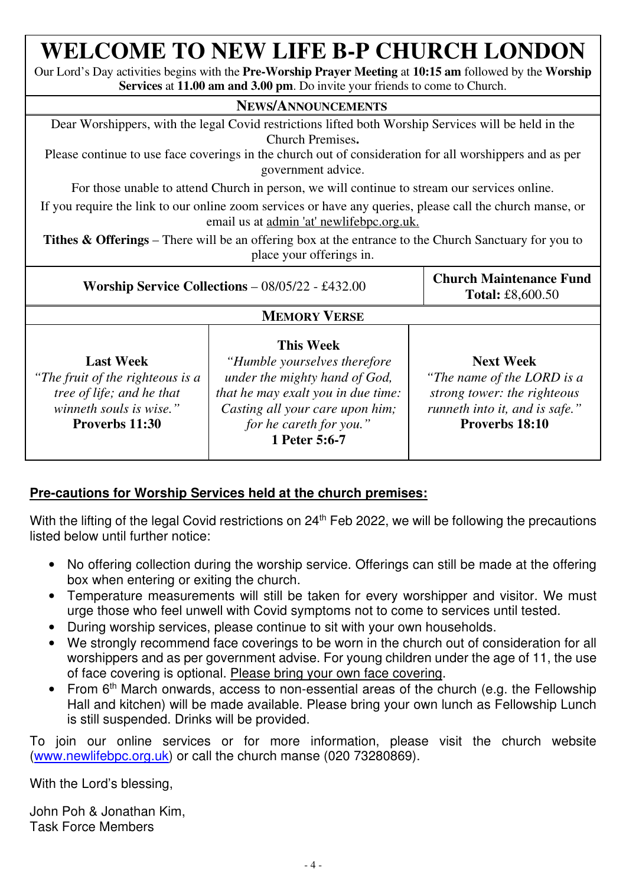# WELCOME TO NEW LIFE B-P CHURCH LONDON

Our Lord's Day activities begins with the **Pre-Worship Prayer Meeting** at **10:15 am** followed by the **Worship Services** at **11.00 am and 3.00 pm**. Do invite your friends to come to Church.

## NEWS/ANNOUNCEMENTS

Dear Worshippers, with the legal Covid restrictions lifted both Worship Services will be held in the Church Premises**.**

Please continue to use face coverings in the church out of consideration for all worshippers and as per government advice.

For those unable to attend Church in person, we will continue to stream our services online.

If you require the link to our online zoom services or have any queries, please call the church manse, or email us at admin 'at' newlifebpc.org.uk.

**Tithes & Offerings** – There will be an offering box at the entrance to the Church Sanctuary for you to place your offerings in.

| | |
|---|---|
| **Worship Service Collections** – 08/05/22 - £432.00 | **Church Maintenance Fund Total:** £8,600.50 |

## MEMORY VERSE

| Last Week | This Week | Next Week |
|---|---|---|
| *"The fruit of the righteous is a tree of life; and he that winneth souls is wise."* **Proverbs 11:30** | *"Humble yourselves therefore under the mighty hand of God, that he may exalt you in due time: Casting all your care upon him; for he careth for you."* **1 Peter 5:6-7** | *"The name of the LORD is a strong tower: the righteous runneth into it, and is safe."* **Proverbs 18:10** |

**Pre-cautions for Worship Services held at the church premises:**

With the lifting of the legal Covid restrictions on 24th Feb 2022, we will be following the precautions listed below until further notice:

- No offering collection during the worship service. Offerings can still be made at the offering box when entering or exiting the church.
- Temperature measurements will still be taken for every worshipper and visitor. We must urge those who feel unwell with Covid symptoms not to come to services until tested.
- During worship services, please continue to sit with your own households.
- We strongly recommend face coverings to be worn in the church out of consideration for all worshippers and as per government advise. For young children under the age of 11, the use of face covering is optional. Please bring your own face covering.
- From 6th March onwards, access to non-essential areas of the church (e.g. the Fellowship Hall and kitchen) will be made available. Please bring your own lunch as Fellowship Lunch is still suspended. Drinks will be provided.

To join our online services or for more information, please visit the church website (www.newlifebpc.org.uk) or call the church manse (020 73280869).

With the Lord's blessing,

John Poh & Jonathan Kim,
Task Force Members